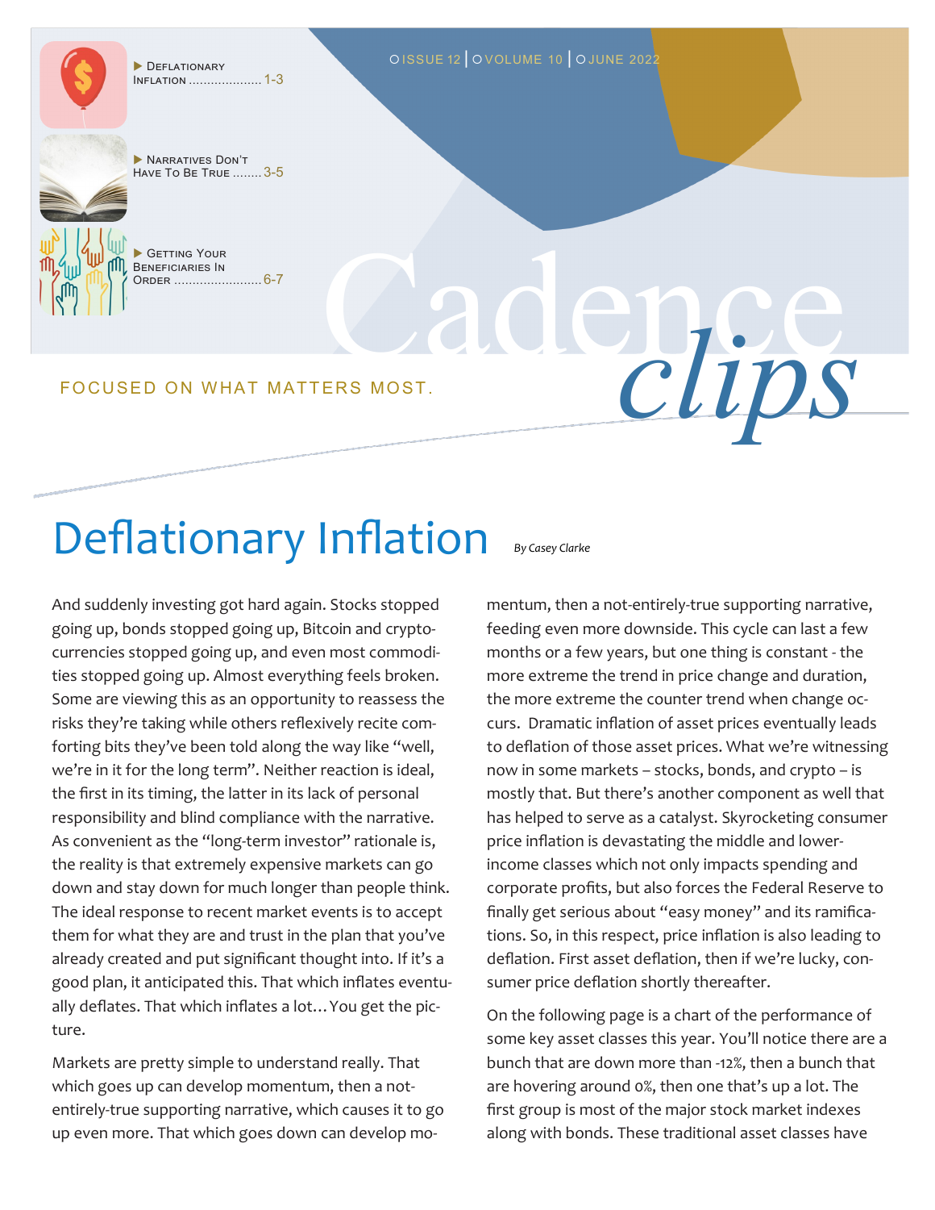- Deflationary Inflation .................... 1-3
- Narratives Don't Have To Be True ........ 3-5
- Getting Your Beneficiaries In Order ........................ 6-7

ISSUE 12 | VOLUME 10 | JUNE 2022

# Cadence *clips*

FOCUSED ON WHAT MATTERS MOST.

## Deflationary Inflation

*By Casey Clarke*

And suddenly investing got hard again. Stocks stopped going up, bonds stopped going up, Bitcoin and cryptocurrencies stopped going up, and even most commodities stopped going up. Almost everything feels broken. Some are viewing this as an opportunity to reassess the risks they're taking while others reflexively recite comforting bits they've been told along the way like "well, we're in it for the long term". Neither reaction is ideal, the first in its timing, the latter in its lack of personal responsibility and blind compliance with the narrative. As convenient as the "long-term investor" rationale is, the reality is that extremely expensive markets can go down and stay down for much longer than people think. The ideal response to recent market events is to accept them for what they are and trust in the plan that you've already created and put significant thought into. If it's a good plan, it anticipated this. That which inflates eventually deflates. That which inflates a lot… You get the picture.

Markets are pretty simple to understand really. That which goes up can develop momentum, then a not-entirely-true supporting narrative, which causes it to go up even more. That which goes down can develop momentum, then a not-entirely-true supporting narrative, feeding even more downside. This cycle can last a few months or a few years, but one thing is constant - the more extreme the trend in price change and duration, the more extreme the counter trend when change occurs. Dramatic inflation of asset prices eventually leads to deflation of those asset prices. What we're witnessing now in some markets – stocks, bonds, and crypto – is mostly that. But there's another component as well that has helped to serve as a catalyst. Skyrocketing consumer price inflation is devastating the middle and lower-income classes which not only impacts spending and corporate profits, but also forces the Federal Reserve to finally get serious about "easy money" and its ramifications. So, in this respect, price inflation is also leading to deflation. First asset deflation, then if we're lucky, consumer price deflation shortly thereafter.

On the following page is a chart of the performance of some key asset classes this year. You'll notice there are a bunch that are down more than -12%, then a bunch that are hovering around 0%, then one that's up a lot. The first group is most of the major stock market indexes along with bonds. These traditional asset classes have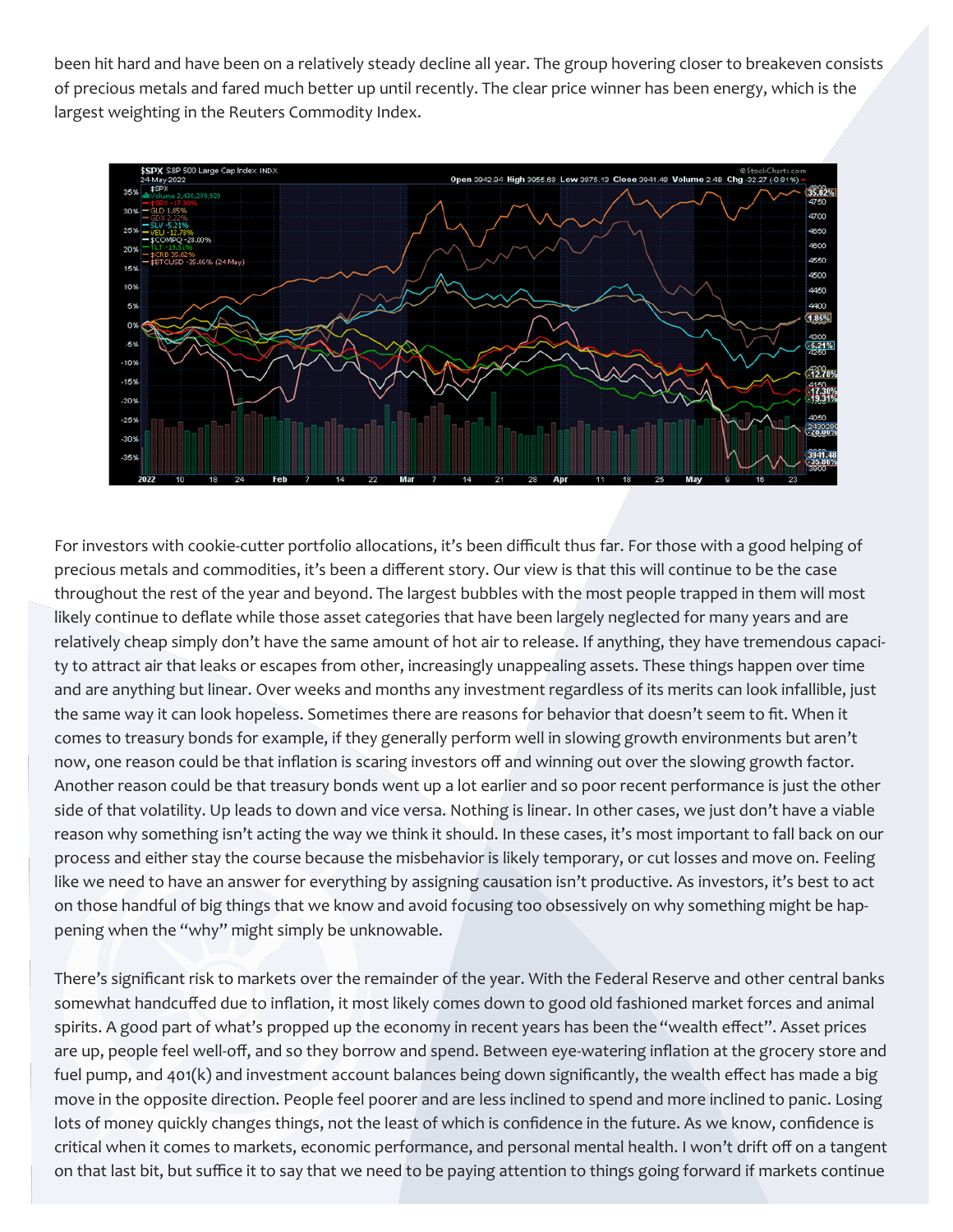been hit hard and have been on a relatively steady decline all year. The group hovering closer to breakeven consists of precious metals and fared much better up until recently. The clear price winner has been energy, which is the largest weighting in the Reuters Commodity Index.

For investors with cookie-cutter portfolio allocations, it's been difficult thus far. For those with a good helping of precious metals and commodities, it's been a different story. Our view is that this will continue to be the case throughout the rest of the year and beyond. The largest bubbles with the most people trapped in them will most likely continue to deflate while those asset categories that have been largely neglected for many years and are relatively cheap simply don't have the same amount of hot air to release. If anything, they have tremendous capacity to attract air that leaks or escapes from other, increasingly unappealing assets. These things happen over time and are anything but linear. Over weeks and months any investment regardless of its merits can look infallible, just the same way it can look hopeless. Sometimes there are reasons for behavior that doesn't seem to fit. When it comes to treasury bonds for example, if they generally perform well in slowing growth environments but aren't now, one reason could be that inflation is scaring investors off and winning out over the slowing growth factor. Another reason could be that treasury bonds went up a lot earlier and so poor recent performance is just the other side of that volatility. Up leads to down and vice versa. Nothing is linear. In other cases, we just don't have a viable reason why something isn't acting the way we think it should. In these cases, it's most important to fall back on our process and either stay the course because the misbehavior is likely temporary, or cut losses and move on. Feeling like we need to have an answer for everything by assigning causation isn't productive. As investors, it's best to act on those handful of big things that we know and avoid focusing too obsessively on why something might be happening when the "why" might simply be unknowable.

There's significant risk to markets over the remainder of the year. With the Federal Reserve and other central banks somewhat handcuffed due to inflation, it most likely comes down to good old fashioned market forces and animal spirits. A good part of what's propped up the economy in recent years has been the "wealth effect". Asset prices are up, people feel well-off, and so they borrow and spend. Between eye-watering inflation at the grocery store and fuel pump, and 401(k) and investment account balances being down significantly, the wealth effect has made a big move in the opposite direction. People feel poorer and are less inclined to spend and more inclined to panic. Losing lots of money quickly changes things, not the least of which is confidence in the future. As we know, confidence is critical when it comes to markets, economic performance, and personal mental health. I won't drift off on a tangent on that last bit, but suffice it to say that we need to be paying attention to things going forward if markets continue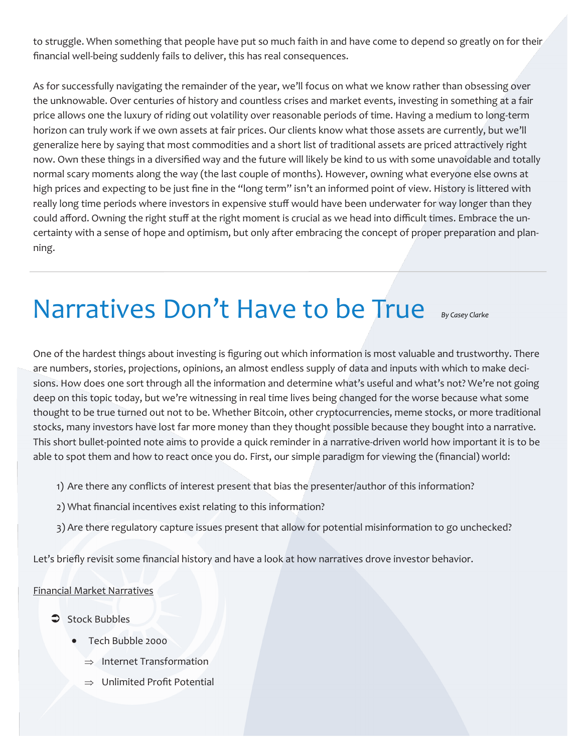to struggle. When something that people have put so much faith in and have come to depend so greatly on for their financial well-being suddenly fails to deliver, this has real consequences.

As for successfully navigating the remainder of the year, we'll focus on what we know rather than obsessing over the unknowable. Over centuries of history and countless crises and market events, investing in something at a fair price allows one the luxury of riding out volatility over reasonable periods of time. Having a medium to long-term horizon can truly work if we own assets at fair prices. Our clients know what those assets are currently, but we'll generalize here by saying that most commodities and a short list of traditional assets are priced attractively right now. Own these things in a diversified way and the future will likely be kind to us with some unavoidable and totally normal scary moments along the way (the last couple of months). However, owning what everyone else owns at high prices and expecting to be just fine in the "long term" isn't an informed point of view. History is littered with really long time periods where investors in expensive stuff would have been underwater for way longer than they could afford. Owning the right stuff at the right moment is crucial as we head into difficult times. Embrace the uncertainty with a sense of hope and optimism, but only after embracing the concept of proper preparation and planning.

---

# Narratives Don't Have to be True

*By Casey Clarke*

One of the hardest things about investing is figuring out which information is most valuable and trustworthy. There are numbers, stories, projections, opinions, an almost endless supply of data and inputs with which to make decisions. How does one sort through all the information and determine what's useful and what's not? We're not going deep on this topic today, but we're witnessing in real time lives being changed for the worse because what some thought to be true turned out not to be. Whether Bitcoin, other cryptocurrencies, meme stocks, or more traditional stocks, many investors have lost far more money than they thought possible because they bought into a narrative. This short bullet-pointed note aims to provide a quick reminder in a narrative-driven world how important it is to be able to spot them and how to react once you do. First, our simple paradigm for viewing the (financial) world:

1) Are there any conflicts of interest present that bias the presenter/author of this information?

2) What financial incentives exist relating to this information?

3) Are there regulatory capture issues present that allow for potential misinformation to go unchecked?

Let's briefly revisit some financial history and have a look at how narratives drove investor behavior.

<u>Financial Market Narratives</u>

- Stock Bubbles
  - Tech Bubble 2000
    - ⇒ Internet Transformation
    - ⇒ Unlimited Profit Potential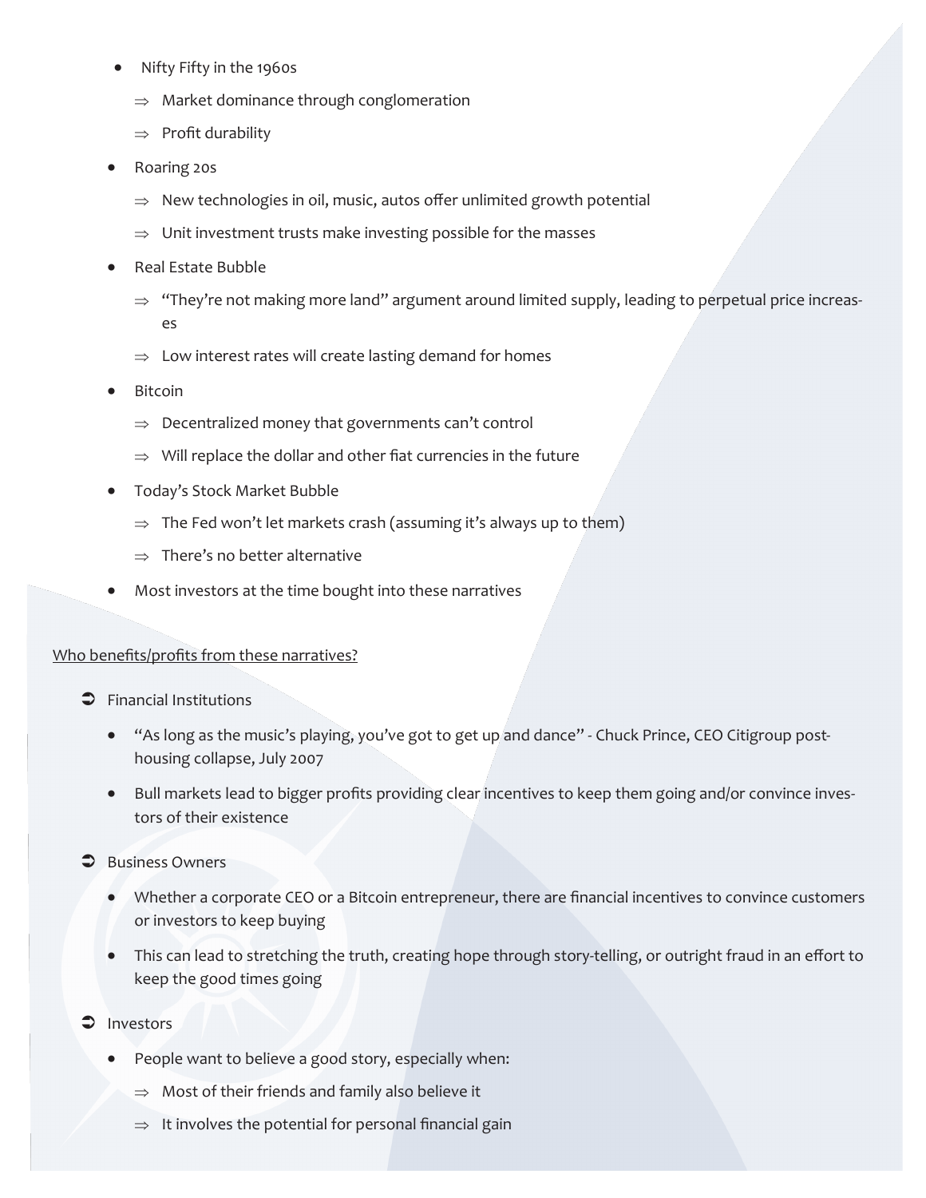- Nifty Fifty in the 1960s
  - ⇒ Market dominance through conglomeration
  - ⇒ Profit durability
- Roaring 20s
  - ⇒ New technologies in oil, music, autos offer unlimited growth potential
  - ⇒ Unit investment trusts make investing possible for the masses
- Real Estate Bubble
  - ⇒ "They're not making more land" argument around limited supply, leading to perpetual price increases
  - ⇒ Low interest rates will create lasting demand for homes
- Bitcoin
  - ⇒ Decentralized money that governments can't control
  - ⇒ Will replace the dollar and other fiat currencies in the future
- Today's Stock Market Bubble
  - ⇒ The Fed won't let markets crash (assuming it's always up to them)
  - ⇒ There's no better alternative
- Most investors at the time bought into these narratives

<u>Who benefits/profits from these narratives?</u>

- Financial Institutions
  - "As long as the music's playing, you've got to get up and dance" - Chuck Prince, CEO Citigroup post-housing collapse, July 2007
  - Bull markets lead to bigger profits providing clear incentives to keep them going and/or convince investors of their existence
- Business Owners
  - Whether a corporate CEO or a Bitcoin entrepreneur, there are financial incentives to convince customers or investors to keep buying
  - This can lead to stretching the truth, creating hope through story-telling, or outright fraud in an effort to keep the good times going
- Investors
  - People want to believe a good story, especially when:
    - ⇒ Most of their friends and family also believe it
    - ⇒ It involves the potential for personal financial gain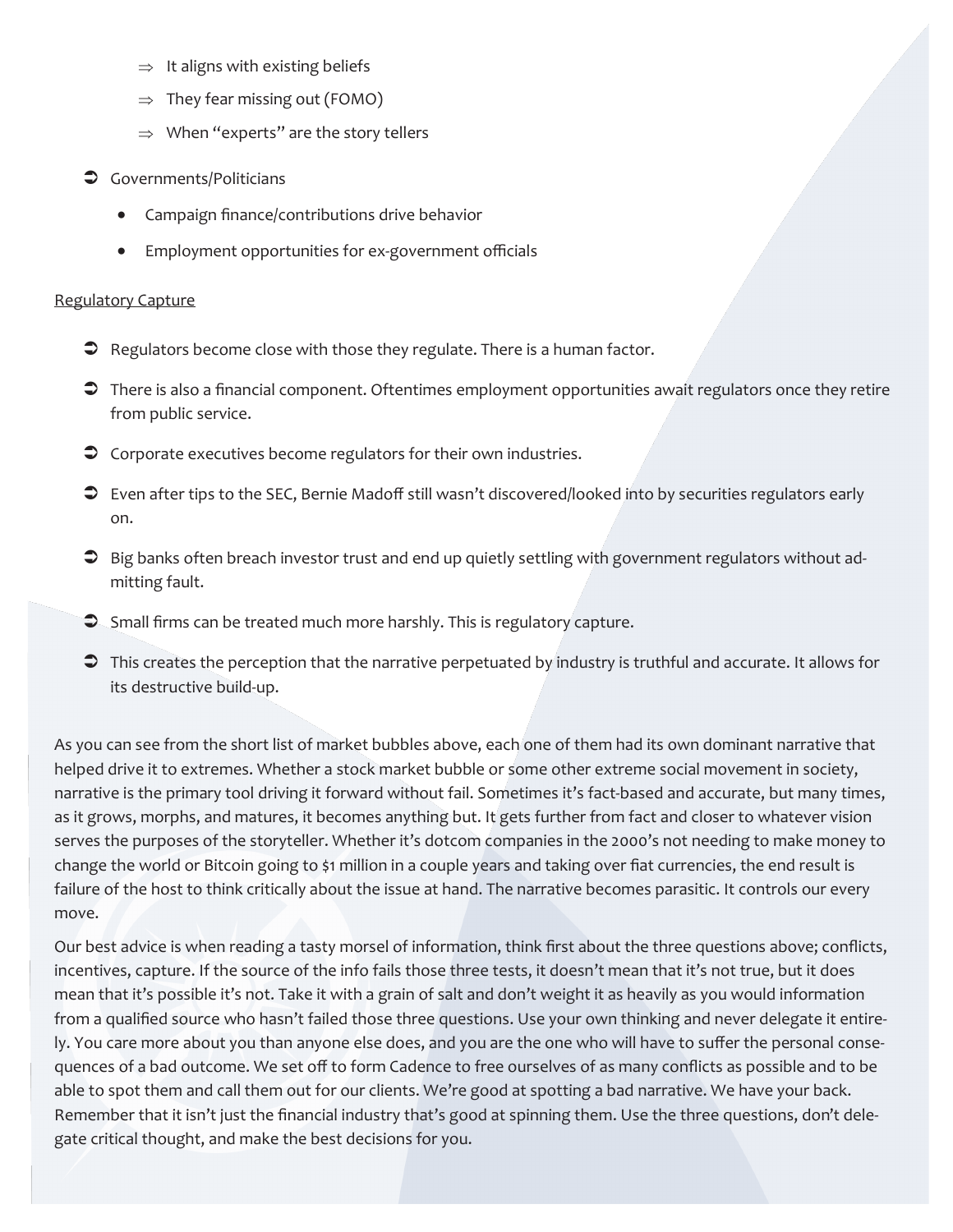- ⇒ It aligns with existing beliefs
- ⇒ They fear missing out (FOMO)
- ⇒ When "experts" are the story tellers

- Governments/Politicians
  - Campaign finance/contributions drive behavior
  - Employment opportunities for ex-government officials

<u>Regulatory Capture</u>

- Regulators become close with those they regulate. There is a human factor.
- There is also a financial component. Oftentimes employment opportunities await regulators once they retire from public service.
- Corporate executives become regulators for their own industries.
- Even after tips to the SEC, Bernie Madoff still wasn't discovered/looked into by securities regulators early on.
- Big banks often breach investor trust and end up quietly settling with government regulators without admitting fault.
- Small firms can be treated much more harshly. This is regulatory capture.
- This creates the perception that the narrative perpetuated by industry is truthful and accurate. It allows for its destructive build-up.

As you can see from the short list of market bubbles above, each one of them had its own dominant narrative that helped drive it to extremes. Whether a stock market bubble or some other extreme social movement in society, narrative is the primary tool driving it forward without fail. Sometimes it's fact-based and accurate, but many times, as it grows, morphs, and matures, it becomes anything but. It gets further from fact and closer to whatever vision serves the purposes of the storyteller. Whether it's dotcom companies in the 2000's not needing to make money to change the world or Bitcoin going to $1 million in a couple years and taking over fiat currencies, the end result is failure of the host to think critically about the issue at hand. The narrative becomes parasitic. It controls our every move.

Our best advice is when reading a tasty morsel of information, think first about the three questions above; conflicts, incentives, capture. If the source of the info fails those three tests, it doesn't mean that it's not true, but it does mean that it's possible it's not. Take it with a grain of salt and don't weight it as heavily as you would information from a qualified source who hasn't failed those three questions. Use your own thinking and never delegate it entirely. You care more about you than anyone else does, and you are the one who will have to suffer the personal consequences of a bad outcome. We set off to form Cadence to free ourselves of as many conflicts as possible and to be able to spot them and call them out for our clients. We're good at spotting a bad narrative. We have your back. Remember that it isn't just the financial industry that's good at spinning them. Use the three questions, don't delegate critical thought, and make the best decisions for you.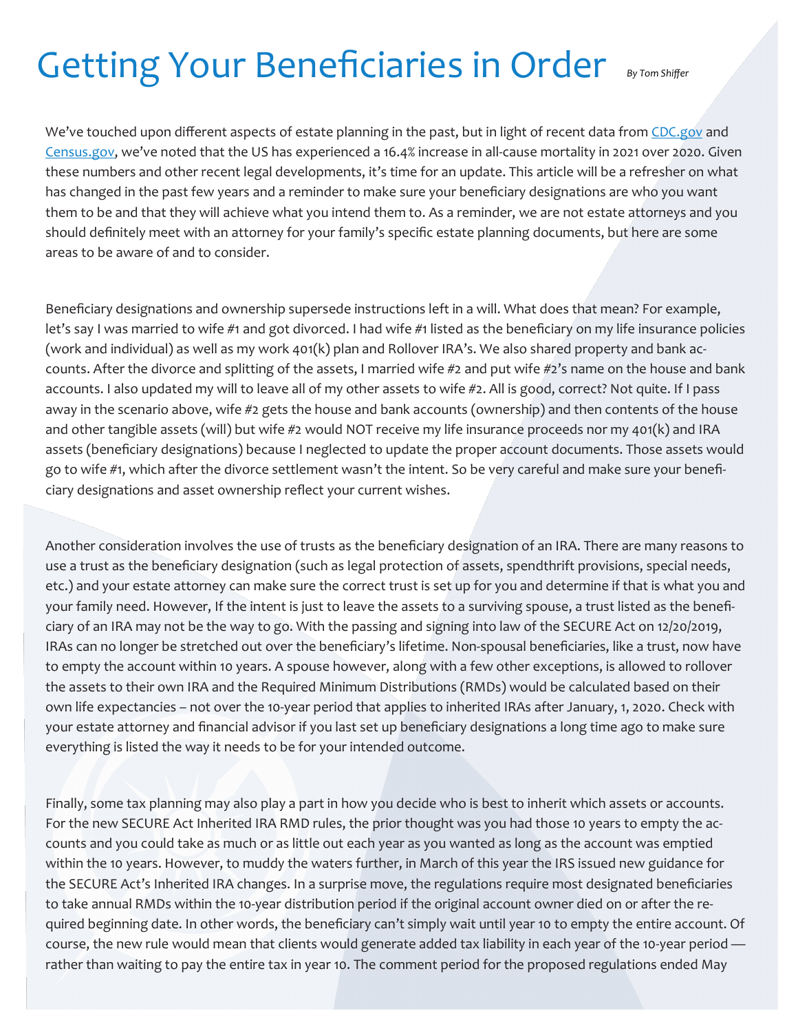# Getting Your Beneficiaries in Order

*By Tom Shiffer*

We've touched upon different aspects of estate planning in the past, but in light of recent data from CDC.gov and Census.gov, we've noted that the US has experienced a 16.4% increase in all-cause mortality in 2021 over 2020. Given these numbers and other recent legal developments, it's time for an update. This article will be a refresher on what has changed in the past few years and a reminder to make sure your beneficiary designations are who you want them to be and that they will achieve what you intend them to. As a reminder, we are not estate attorneys and you should definitely meet with an attorney for your family's specific estate planning documents, but here are some areas to be aware of and to consider.

Beneficiary designations and ownership supersede instructions left in a will. What does that mean? For example, let's say I was married to wife #1 and got divorced. I had wife #1 listed as the beneficiary on my life insurance policies (work and individual) as well as my work 401(k) plan and Rollover IRA's. We also shared property and bank accounts. After the divorce and splitting of the assets, I married wife #2 and put wife #2's name on the house and bank accounts. I also updated my will to leave all of my other assets to wife #2. All is good, correct? Not quite. If I pass away in the scenario above, wife #2 gets the house and bank accounts (ownership) and then contents of the house and other tangible assets (will) but wife #2 would NOT receive my life insurance proceeds nor my 401(k) and IRA assets (beneficiary designations) because I neglected to update the proper account documents. Those assets would go to wife #1, which after the divorce settlement wasn't the intent. So be very careful and make sure your beneficiary designations and asset ownership reflect your current wishes.

Another consideration involves the use of trusts as the beneficiary designation of an IRA. There are many reasons to use a trust as the beneficiary designation (such as legal protection of assets, spendthrift provisions, special needs, etc.) and your estate attorney can make sure the correct trust is set up for you and determine if that is what you and your family need. However, If the intent is just to leave the assets to a surviving spouse, a trust listed as the beneficiary of an IRA may not be the way to go. With the passing and signing into law of the SECURE Act on 12/20/2019, IRAs can no longer be stretched out over the beneficiary's lifetime. Non-spousal beneficiaries, like a trust, now have to empty the account within 10 years. A spouse however, along with a few other exceptions, is allowed to rollover the assets to their own IRA and the Required Minimum Distributions (RMDs) would be calculated based on their own life expectancies – not over the 10-year period that applies to inherited IRAs after January, 1, 2020. Check with your estate attorney and financial advisor if you last set up beneficiary designations a long time ago to make sure everything is listed the way it needs to be for your intended outcome.

Finally, some tax planning may also play a part in how you decide who is best to inherit which assets or accounts. For the new SECURE Act Inherited IRA RMD rules, the prior thought was you had those 10 years to empty the accounts and you could take as much or as little out each year as you wanted as long as the account was emptied within the 10 years. However, to muddy the waters further, in March of this year the IRS issued new guidance for the SECURE Act's Inherited IRA changes. In a surprise move, the regulations require most designated beneficiaries to take annual RMDs within the 10-year distribution period if the original account owner died on or after the required beginning date. In other words, the beneficiary can't simply wait until year 10 to empty the entire account. Of course, the new rule would mean that clients would generate added tax liability in each year of the 10-year period — rather than waiting to pay the entire tax in year 10. The comment period for the proposed regulations ended May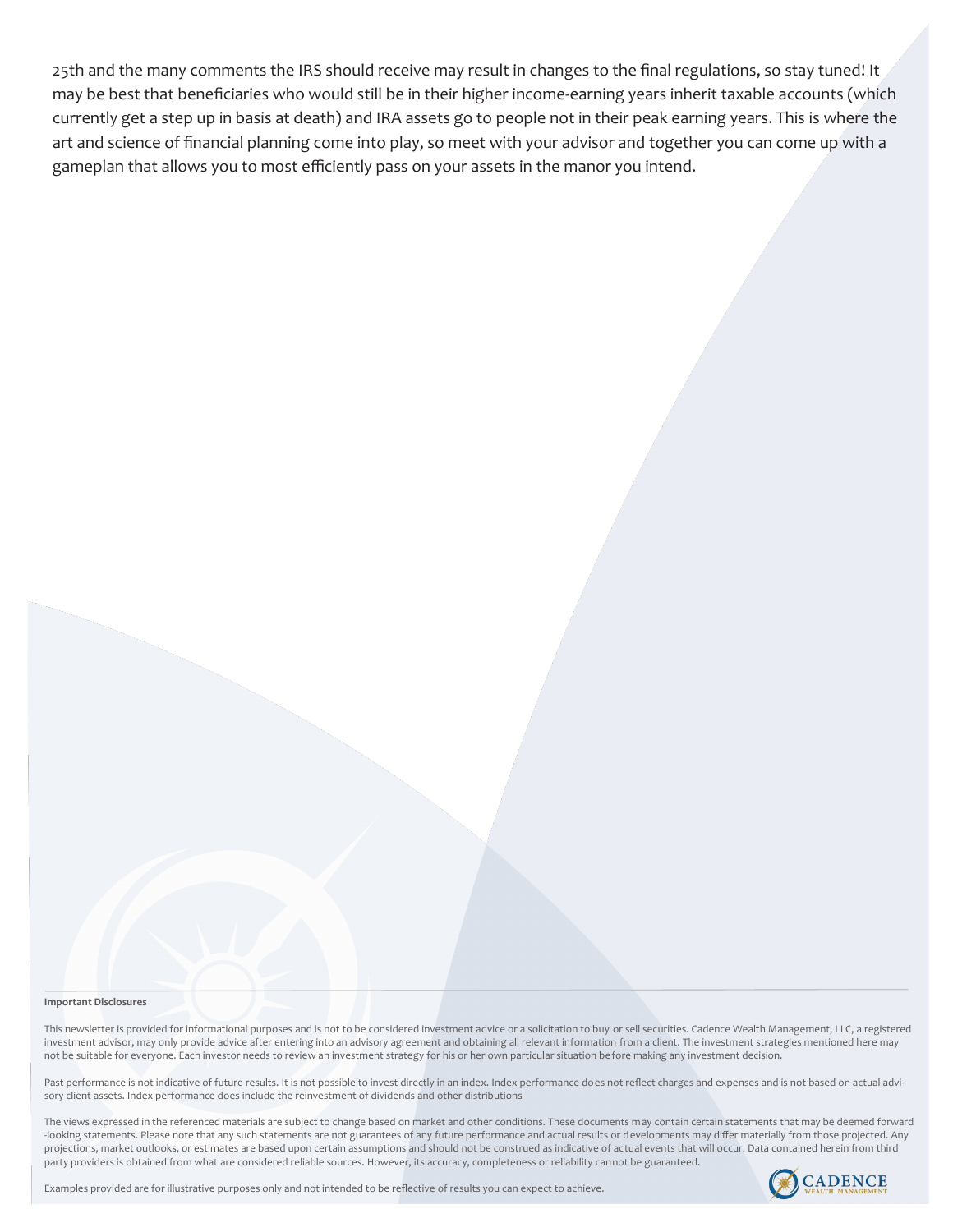25th and the many comments the IRS should receive may result in changes to the final regulations, so stay tuned! It may be best that beneficiaries who would still be in their higher income-earning years inherit taxable accounts (which currently get a step up in basis at death) and IRA assets go to people not in their peak earning years. This is where the art and science of financial planning come into play, so meet with your advisor and together you can come up with a gameplan that allows you to most efficiently pass on your assets in the manor you intend.

**Important Disclosures**

This newsletter is provided for informational purposes and is not to be considered investment advice or a solicitation to buy or sell securities. Cadence Wealth Management, LLC, a registered investment advisor, may only provide advice after entering into an advisory agreement and obtaining all relevant information from a client. The investment strategies mentioned here may not be suitable for everyone. Each investor needs to review an investment strategy for his or her own particular situation before making any investment decision.

Past performance is not indicative of future results. It is not possible to invest directly in an index. Index performance does not reflect charges and expenses and is not based on actual advisory client assets. Index performance does include the reinvestment of dividends and other distributions

The views expressed in the referenced materials are subject to change based on market and other conditions. These documents may contain certain statements that may be deemed forward-looking statements. Please note that any such statements are not guarantees of any future performance and actual results or developments may differ materially from those projected. Any projections, market outlooks, or estimates are based upon certain assumptions and should not be construed as indicative of actual events that will occur. Data contained herein from third party providers is obtained from what are considered reliable sources. However, its accuracy, completeness or reliability cannot be guaranteed.

Examples provided are for illustrative purposes only and not intended to be reflective of results you can expect to achieve.

CADENCE WEALTH MANAGEMENT